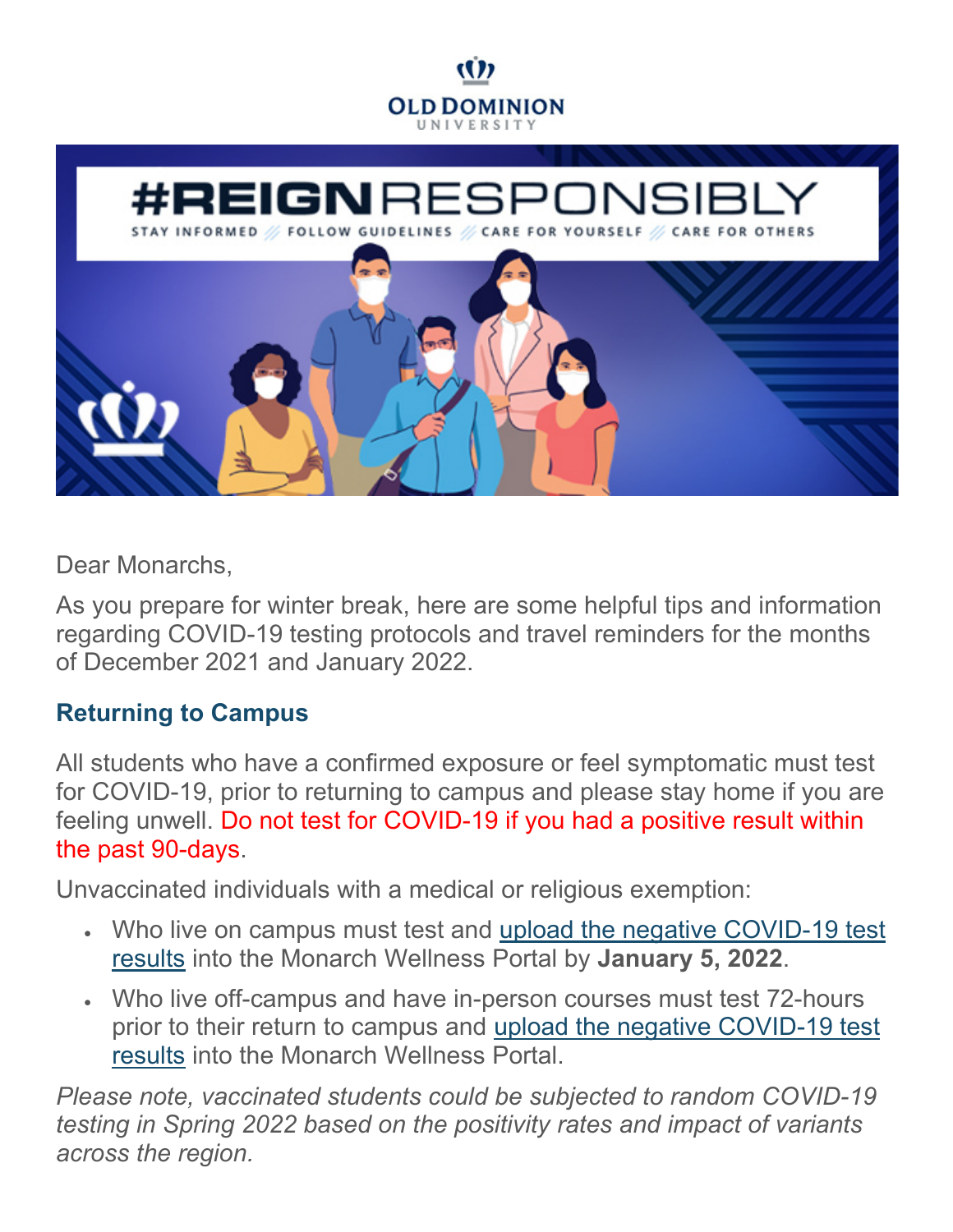Dear Monarchs,

As you prepare for winter break, here are some helpful tips and information regarding COVID-19 testing protocols and travel reminders for the months of December 2021 and January 2022.

## Returning to Campus

All students who have a confirmed exposure or feel symptomatic must test for COVID-19, prior to returning to campus and please stay home if you are feeling unwell. Do not test for COVID-19 if you had a positive result within the past 90-days.

Unvaccinated individuals with a medical or religious exemption:

- Who live on campus must test and upload the negative COVID-19 test results into the Monarch Wellness Portal by **January 5, 2022**.
- Who live off-campus and have in-person courses must test 72-hours prior to their return to campus and upload the negative COVID-19 test results into the Monarch Wellness Portal.

*Please note, vaccinated students could be subjected to random COVID-19 testing in Spring 2022 based on the positivity rates and impact of variants across the region.*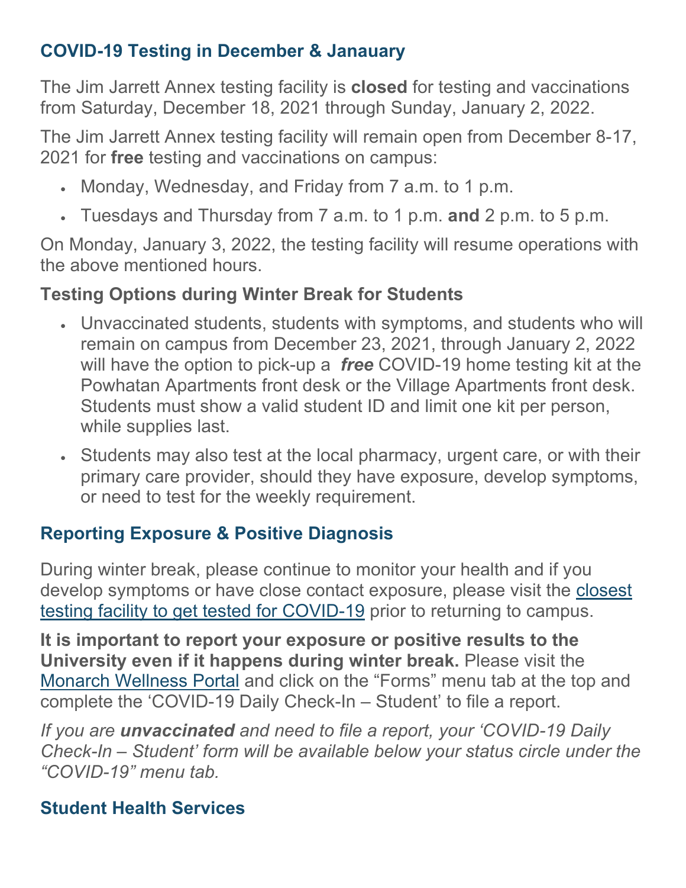## COVID-19 Testing in December & Janauary

The Jim Jarrett Annex testing facility is **closed** for testing and vaccinations from Saturday, December 18, 2021 through Sunday, January 2, 2022.

The Jim Jarrett Annex testing facility will remain open from December 8-17, 2021 for **free** testing and vaccinations on campus:

- Monday, Wednesday, and Friday from 7 a.m. to 1 p.m.
- Tuesdays and Thursday from 7 a.m. to 1 p.m. **and** 2 p.m. to 5 p.m.

On Monday, January 3, 2022, the testing facility will resume operations with the above mentioned hours.

### Testing Options during Winter Break for Students

- Unvaccinated students, students with symptoms, and students who will remain on campus from December 23, 2021, through January 2, 2022 will have the option to pick-up a ***free*** COVID-19 home testing kit at the Powhatan Apartments front desk or the Village Apartments front desk. Students must show a valid student ID and limit one kit per person, while supplies last.
- Students may also test at the local pharmacy, urgent care, or with their primary care provider, should they have exposure, develop symptoms, or need to test for the weekly requirement.

## Reporting Exposure & Positive Diagnosis

During winter break, please continue to monitor your health and if you develop symptoms or have close contact exposure, please visit the closest testing facility to get tested for COVID-19 prior to returning to campus.

**It is important to report your exposure or positive results to the University even if it happens during winter break.** Please visit the Monarch Wellness Portal and click on the "Forms" menu tab at the top and complete the 'COVID-19 Daily Check-In – Student' to file a report.

*If you are **unvaccinated** and need to file a report, your 'COVID-19 Daily Check-In – Student' form will be available below your status circle under the "COVID-19" menu tab.*

## Student Health Services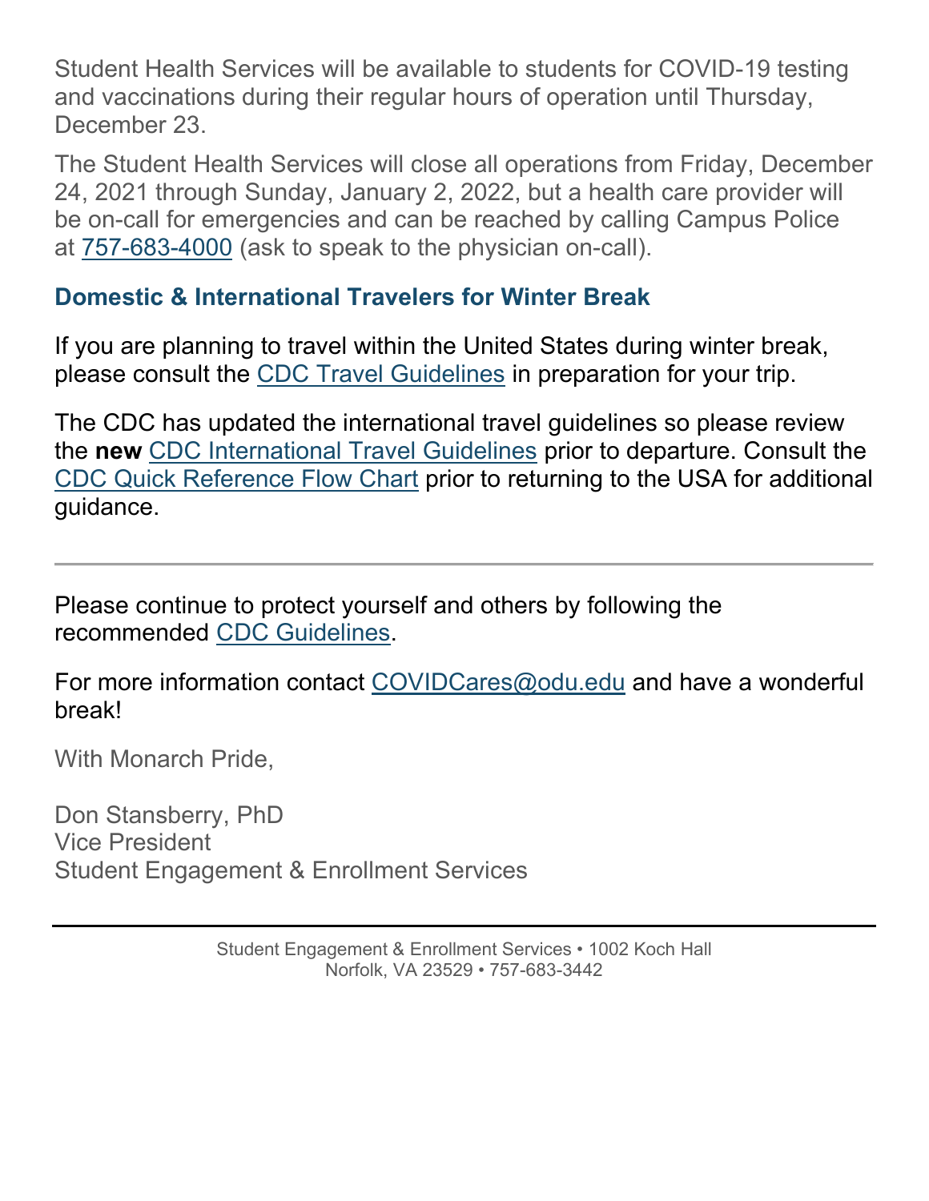Student Health Services will be available to students for COVID-19 testing and vaccinations during their regular hours of operation until Thursday, December 23.

The Student Health Services will close all operations from Friday, December 24, 2021 through Sunday, January 2, 2022, but a health care provider will be on-call for emergencies and can be reached by calling Campus Police at 757-683-4000 (ask to speak to the physician on-call).

### Domestic & International Travelers for Winter Break

If you are planning to travel within the United States during winter break, please consult the CDC Travel Guidelines in preparation for your trip.

The CDC has updated the international travel guidelines so please review the **new** CDC International Travel Guidelines prior to departure. Consult the CDC Quick Reference Flow Chart prior to returning to the USA for additional guidance.

---

Please continue to protect yourself and others by following the recommended CDC Guidelines.

For more information contact COVIDCares@odu.edu and have a wonderful break!

With Monarch Pride,

Don Stansberry, PhD
Vice President
Student Engagement & Enrollment Services

---

Student Engagement & Enrollment Services • 1002 Koch Hall
Norfolk, VA 23529 • 757-683-3442